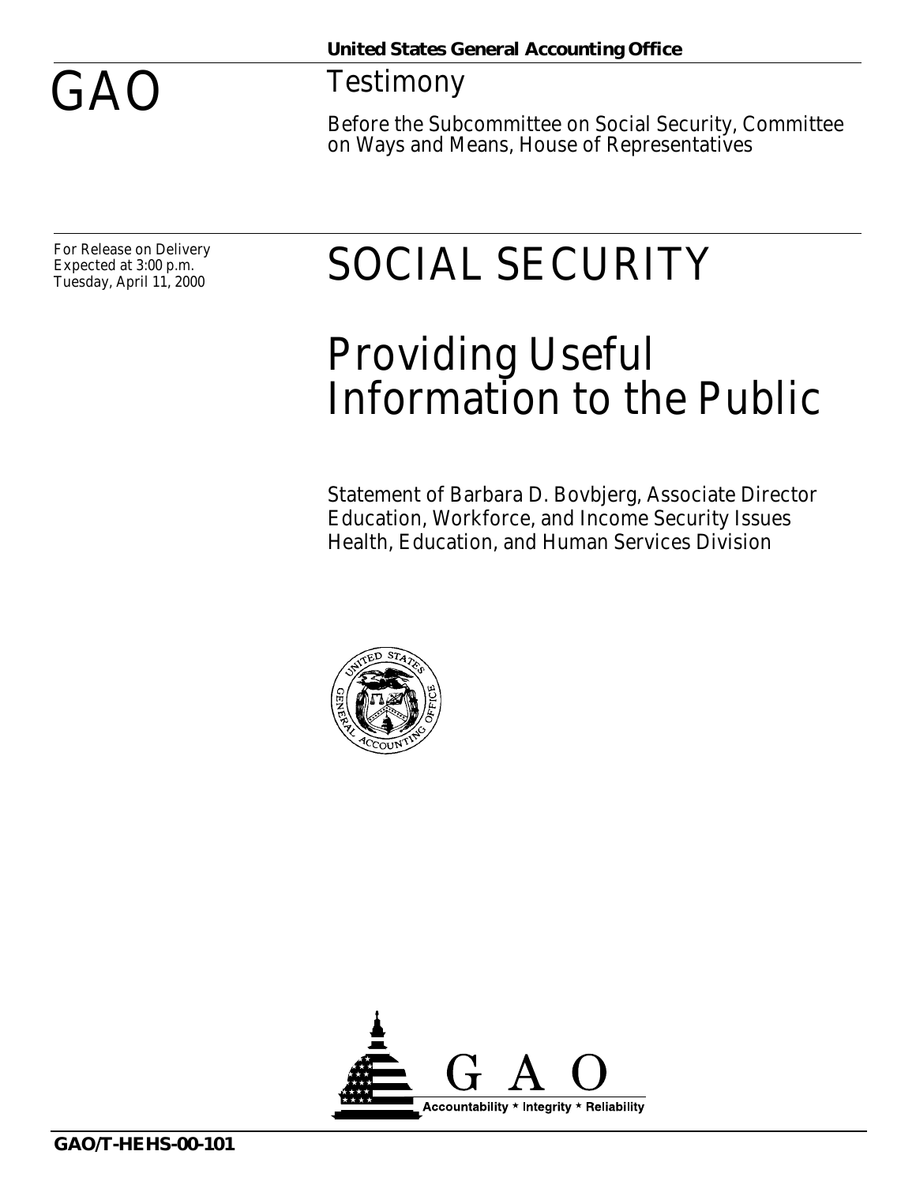United States General Accounting Office

# GAO

## Testimony

Before the Subcommittee on Social Security, Committee on Ways and Means, House of Representatives

For Release on Delivery
Expected at 3:00 p.m.
Tuesday, April 11, 2000

# SOCIAL SECURITY

# Providing Useful Information to the Public

Statement of Barbara D. Bovbjerg, Associate Director
Education, Workforce, and Income Security Issues
Health, Education, and Human Services Division

GAO
Accountability * Integrity * Reliability

GAO/T-HEHS-00-101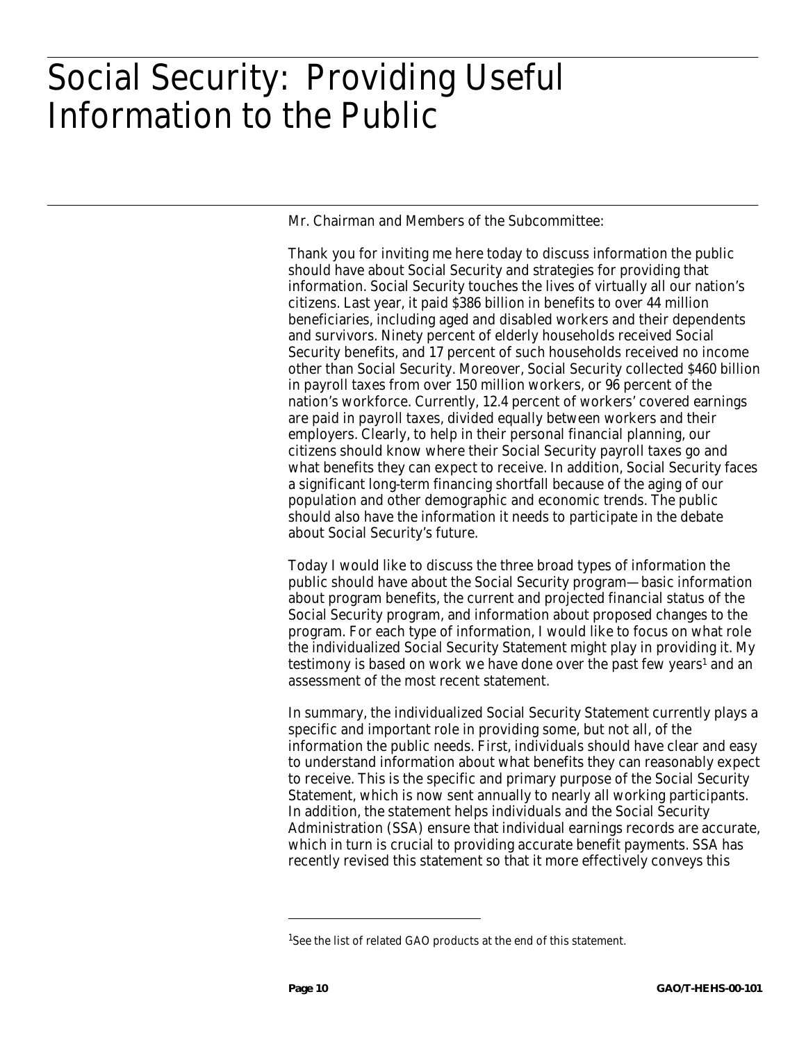# Social Security: Providing Useful Information to the Public

Mr. Chairman and Members of the Subcommittee:

Thank you for inviting me here today to discuss information the public should have about Social Security and strategies for providing that information. Social Security touches the lives of virtually all our nation's citizens. Last year, it paid $386 billion in benefits to over 44 million beneficiaries, including aged and disabled workers and their dependents and survivors. Ninety percent of elderly households received Social Security benefits, and 17 percent of such households received no income other than Social Security. Moreover, Social Security collected $460 billion in payroll taxes from over 150 million workers, or 96 percent of the nation's workforce. Currently, 12.4 percent of workers' covered earnings are paid in payroll taxes, divided equally between workers and their employers. Clearly, to help in their personal financial planning, our citizens should know where their Social Security payroll taxes go and what benefits they can expect to receive. In addition, Social Security faces a significant long-term financing shortfall because of the aging of our population and other demographic and economic trends. The public should also have the information it needs to participate in the debate about Social Security's future.

Today I would like to discuss the three broad types of information the public should have about the Social Security program—basic information about program benefits, the current and projected financial status of the Social Security program, and information about proposed changes to the program. For each type of information, I would like to focus on what role the individualized Social Security Statement might play in providing it. My testimony is based on work we have done over the past few years[1] and an assessment of the most recent statement.

In summary, the individualized Social Security Statement currently plays a specific and important role in providing some, but not all, of the information the public needs. First, individuals should have clear and easy to understand information about what benefits they can reasonably expect to receive. This is the specific and primary purpose of the Social Security Statement, which is now sent annually to nearly all working participants. In addition, the statement helps individuals and the Social Security Administration (SSA) ensure that individual earnings records are accurate, which in turn is crucial to providing accurate benefit payments. SSA has recently revised this statement so that it more effectively conveys this

[1] See the list of related GAO products at the end of this statement.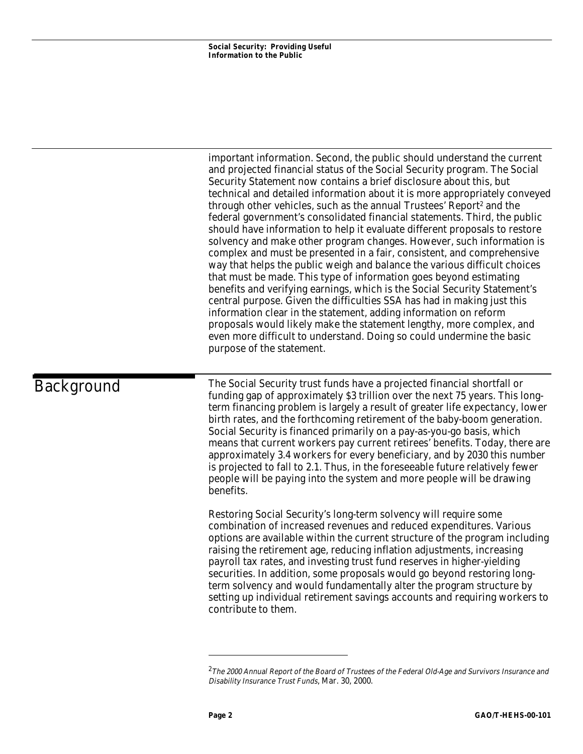important information. Second, the public should understand the current and projected financial status of the Social Security program. The Social Security Statement now contains a brief disclosure about this, but technical and detailed information about it is more appropriately conveyed through other vehicles, such as the annual Trustees' Report[2] and the federal government's consolidated financial statements. Third, the public should have information to help it evaluate different proposals to restore solvency and make other program changes. However, such information is complex and must be presented in a fair, consistent, and comprehensive way that helps the public weigh and balance the various difficult choices that must be made. This type of information goes beyond estimating benefits and verifying earnings, which is the Social Security Statement's central purpose. Given the difficulties SSA has had in making just this information clear in the statement, adding information on reform proposals would likely make the statement lengthy, more complex, and even more difficult to understand. Doing so could undermine the basic purpose of the statement.

## Background

The Social Security trust funds have a projected financial shortfall or funding gap of approximately $3 trillion over the next 75 years. This long-term financing problem is largely a result of greater life expectancy, lower birth rates, and the forthcoming retirement of the baby-boom generation. Social Security is financed primarily on a pay-as-you-go basis, which means that current workers pay current retirees' benefits. Today, there are approximately 3.4 workers for every beneficiary, and by 2030 this number is projected to fall to 2.1. Thus, in the foreseeable future relatively fewer people will be paying into the system and more people will be drawing benefits.

Restoring Social Security's long-term solvency will require some combination of increased revenues and reduced expenditures. Various options are available within the current structure of the program including raising the retirement age, reducing inflation adjustments, increasing payroll tax rates, and investing trust fund reserves in higher-yielding securities. In addition, some proposals would go beyond restoring long-term solvency and would fundamentally alter the program structure by setting up individual retirement savings accounts and requiring workers to contribute to them.

---

[2] *The 2000 Annual Report of the Board of Trustees of the Federal Old-Age and Survivors Insurance and Disability Insurance Trust Funds*, Mar. 30, 2000.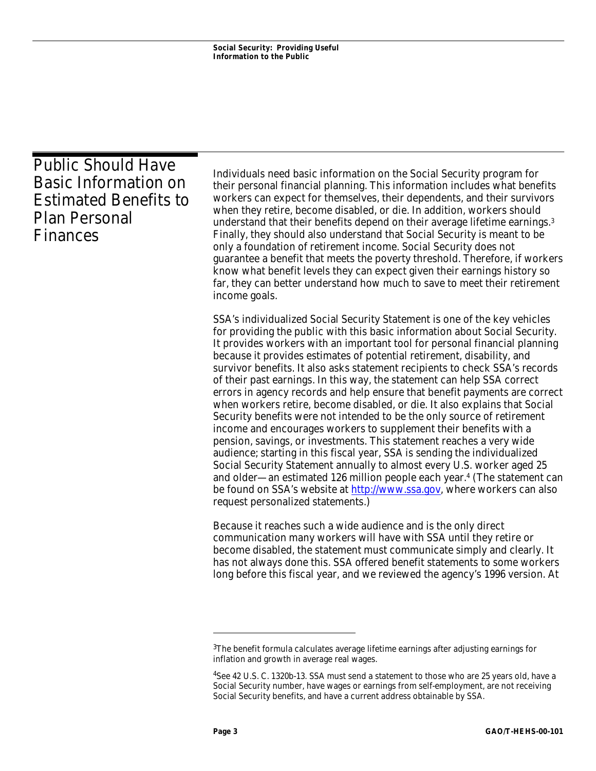## Public Should Have Basic Information on Estimated Benefits to Plan Personal Finances

Individuals need basic information on the Social Security program for their personal financial planning. This information includes what benefits workers can expect for themselves, their dependents, and their survivors when they retire, become disabled, or die. In addition, workers should understand that their benefits depend on their average lifetime earnings.[3] Finally, they should also understand that Social Security is meant to be only a foundation of retirement income. Social Security does not guarantee a benefit that meets the poverty threshold. Therefore, if workers know what benefit levels they can expect given their earnings history so far, they can better understand how much to save to meet their retirement income goals.

SSA's individualized Social Security Statement is one of the key vehicles for providing the public with this basic information about Social Security. It provides workers with an important tool for personal financial planning because it provides estimates of potential retirement, disability, and survivor benefits. It also asks statement recipients to check SSA's records of their past earnings. In this way, the statement can help SSA correct errors in agency records and help ensure that benefit payments are correct when workers retire, become disabled, or die. It also explains that Social Security benefits were not intended to be the only source of retirement income and encourages workers to supplement their benefits with a pension, savings, or investments. This statement reaches a very wide audience; starting in this fiscal year, SSA is sending the individualized Social Security Statement annually to almost every U.S. worker aged 25 and older—an estimated 126 million people each year.[4] (The statement can be found on SSA's website at http://www.ssa.gov, where workers can also request personalized statements.)

Because it reaches such a wide audience and is the only direct communication many workers will have with SSA until they retire or become disabled, the statement must communicate simply and clearly. It has not always done this. SSA offered benefit statements to some workers long before this fiscal year, and we reviewed the agency's 1996 version. At

---

[3] The benefit formula calculates average lifetime earnings after adjusting earnings for inflation and growth in average real wages.

[4] See 42 U.S. C. 1320b-13. SSA must send a statement to those who are 25 years old, have a Social Security number, have wages or earnings from self-employment, are not receiving Social Security benefits, and have a current address obtainable by SSA.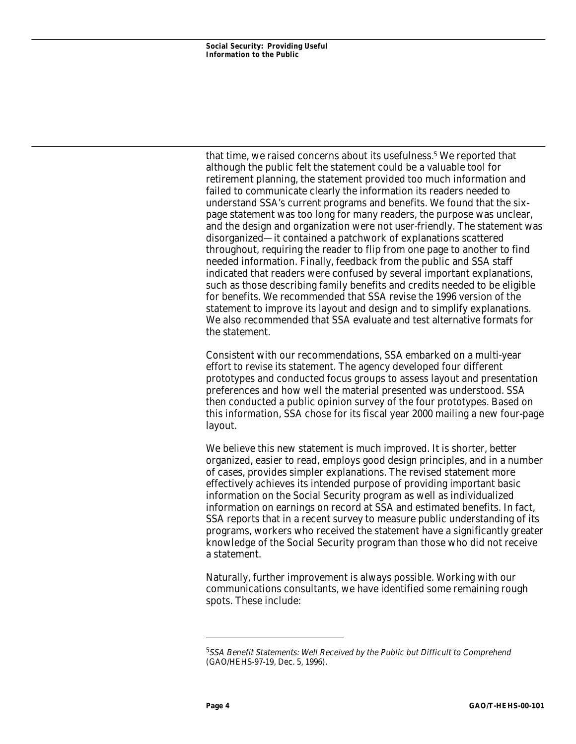that time, we raised concerns about its usefulness.[5] We reported that although the public felt the statement could be a valuable tool for retirement planning, the statement provided too much information and failed to communicate clearly the information its readers needed to understand SSA's current programs and benefits. We found that the six-page statement was too long for many readers, the purpose was unclear, and the design and organization were not user-friendly. The statement was disorganized—it contained a patchwork of explanations scattered throughout, requiring the reader to flip from one page to another to find needed information. Finally, feedback from the public and SSA staff indicated that readers were confused by several important explanations, such as those describing family benefits and credits needed to be eligible for benefits. We recommended that SSA revise the 1996 version of the statement to improve its layout and design and to simplify explanations. We also recommended that SSA evaluate and test alternative formats for the statement.

Consistent with our recommendations, SSA embarked on a multi-year effort to revise its statement. The agency developed four different prototypes and conducted focus groups to assess layout and presentation preferences and how well the material presented was understood. SSA then conducted a public opinion survey of the four prototypes. Based on this information, SSA chose for its fiscal year 2000 mailing a new four-page layout.

We believe this new statement is much improved. It is shorter, better organized, easier to read, employs good design principles, and in a number of cases, provides simpler explanations. The revised statement more effectively achieves its intended purpose of providing important basic information on the Social Security program as well as individualized information on earnings on record at SSA and estimated benefits. In fact, SSA reports that in a recent survey to measure public understanding of its programs, workers who received the statement have a significantly greater knowledge of the Social Security program than those who did not receive a statement.

Naturally, further improvement is always possible. Working with our communications consultants, we have identified some remaining rough spots. These include:

---

[5] *SSA Benefit Statements: Well Received by the Public but Difficult to Comprehend* (GAO/HEHS-97-19, Dec. 5, 1996).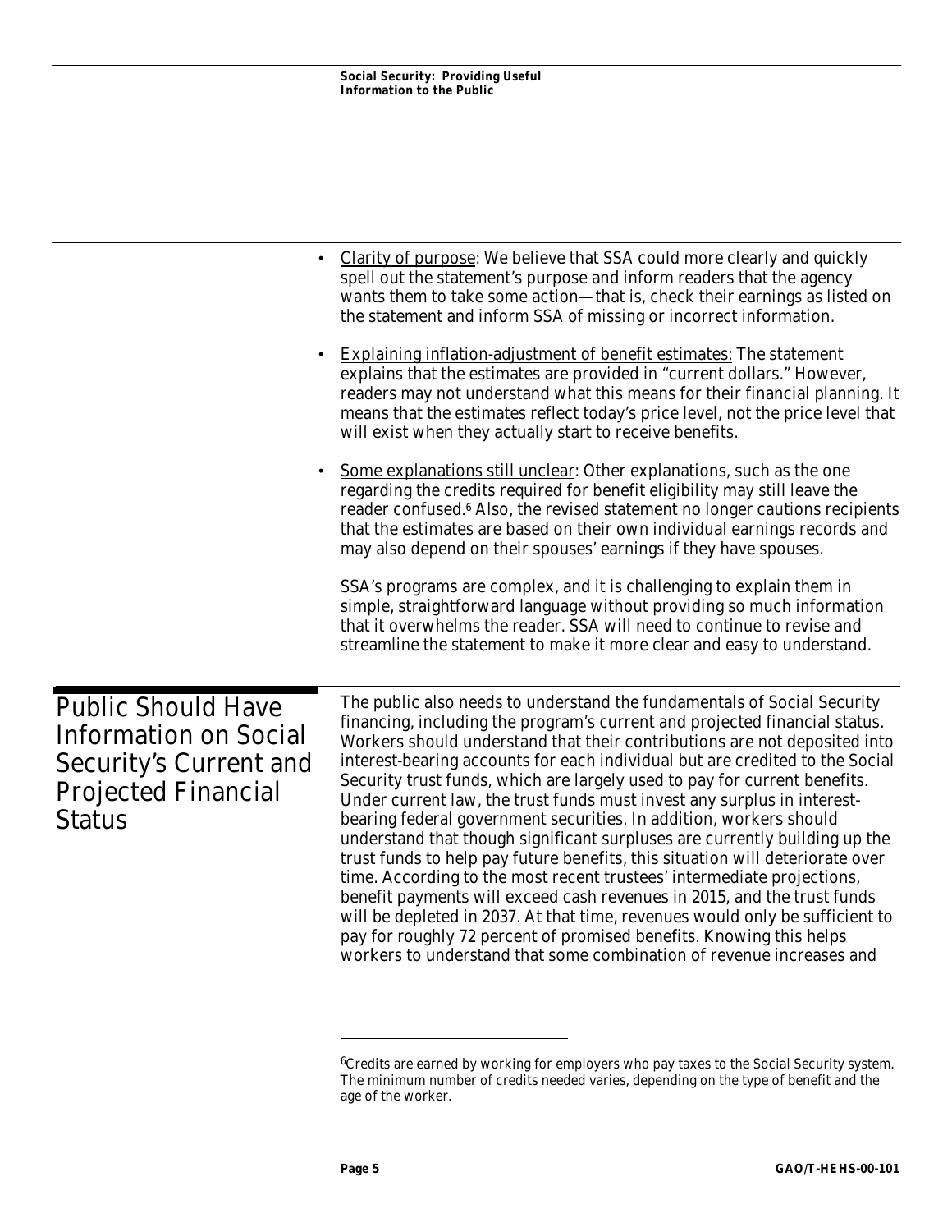- Clarity of purpose: We believe that SSA could more clearly and quickly spell out the statement's purpose and inform readers that the agency wants them to take some action—that is, check their earnings as listed on the statement and inform SSA of missing or incorrect information.
- Explaining inflation-adjustment of benefit estimates: The statement explains that the estimates are provided in "current dollars." However, readers may not understand what this means for their financial planning. It means that the estimates reflect today's price level, not the price level that will exist when they actually start to receive benefits.
- Some explanations still unclear: Other explanations, such as the one regarding the credits required for benefit eligibility may still leave the reader confused.[6] Also, the revised statement no longer cautions recipients that the estimates are based on their own individual earnings records and may also depend on their spouses' earnings if they have spouses.

SSA's programs are complex, and it is challenging to explain them in simple, straightforward language without providing so much information that it overwhelms the reader. SSA will need to continue to revise and streamline the statement to make it more clear and easy to understand.

## Public Should Have Information on Social Security's Current and Projected Financial Status

The public also needs to understand the fundamentals of Social Security financing, including the program's current and projected financial status. Workers should understand that their contributions are not deposited into interest-bearing accounts for each individual but are credited to the Social Security trust funds, which are largely used to pay for current benefits. Under current law, the trust funds must invest any surplus in interest-bearing federal government securities. In addition, workers should understand that though significant surpluses are currently building up the trust funds to help pay future benefits, this situation will deteriorate over time. According to the most recent trustees' intermediate projections, benefit payments will exceed cash revenues in 2015, and the trust funds will be depleted in 2037. At that time, revenues would only be sufficient to pay for roughly 72 percent of promised benefits. Knowing this helps workers to understand that some combination of revenue increases and

---

[6] Credits are earned by working for employers who pay taxes to the Social Security system. The minimum number of credits needed varies, depending on the type of benefit and the age of the worker.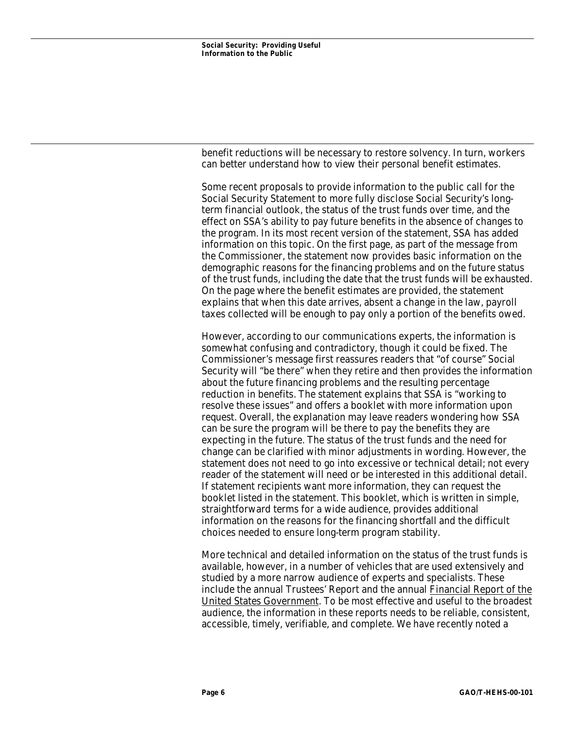benefit reductions will be necessary to restore solvency. In turn, workers can better understand how to view their personal benefit estimates.

Some recent proposals to provide information to the public call for the Social Security Statement to more fully disclose Social Security's long-term financial outlook, the status of the trust funds over time, and the effect on SSA's ability to pay future benefits in the absence of changes to the program. In its most recent version of the statement, SSA has added information on this topic. On the first page, as part of the message from the Commissioner, the statement now provides basic information on the demographic reasons for the financing problems and on the future status of the trust funds, including the date that the trust funds will be exhausted. On the page where the benefit estimates are provided, the statement explains that when this date arrives, absent a change in the law, payroll taxes collected will be enough to pay only a portion of the benefits owed.

However, according to our communications experts, the information is somewhat confusing and contradictory, though it could be fixed. The Commissioner's message first reassures readers that "of course" Social Security will "be there" when they retire and then provides the information about the future financing problems and the resulting percentage reduction in benefits. The statement explains that SSA is "working to resolve these issues" and offers a booklet with more information upon request. Overall, the explanation may leave readers wondering how SSA can be sure the program will be there to pay the benefits they are expecting in the future. The status of the trust funds and the need for change can be clarified with minor adjustments in wording. However, the statement does not need to go into excessive or technical detail; not every reader of the statement will need or be interested in this additional detail. If statement recipients want more information, they can request the booklet listed in the statement. This booklet, which is written in simple, straightforward terms for a wide audience, provides additional information on the reasons for the financing shortfall and the difficult choices needed to ensure long-term program stability.

More technical and detailed information on the status of the trust funds is available, however, in a number of vehicles that are used extensively and studied by a more narrow audience of experts and specialists. These include the annual Trustees' Report and the annual Financial Report of the United States Government. To be most effective and useful to the broadest audience, the information in these reports needs to be reliable, consistent, accessible, timely, verifiable, and complete. We have recently noted a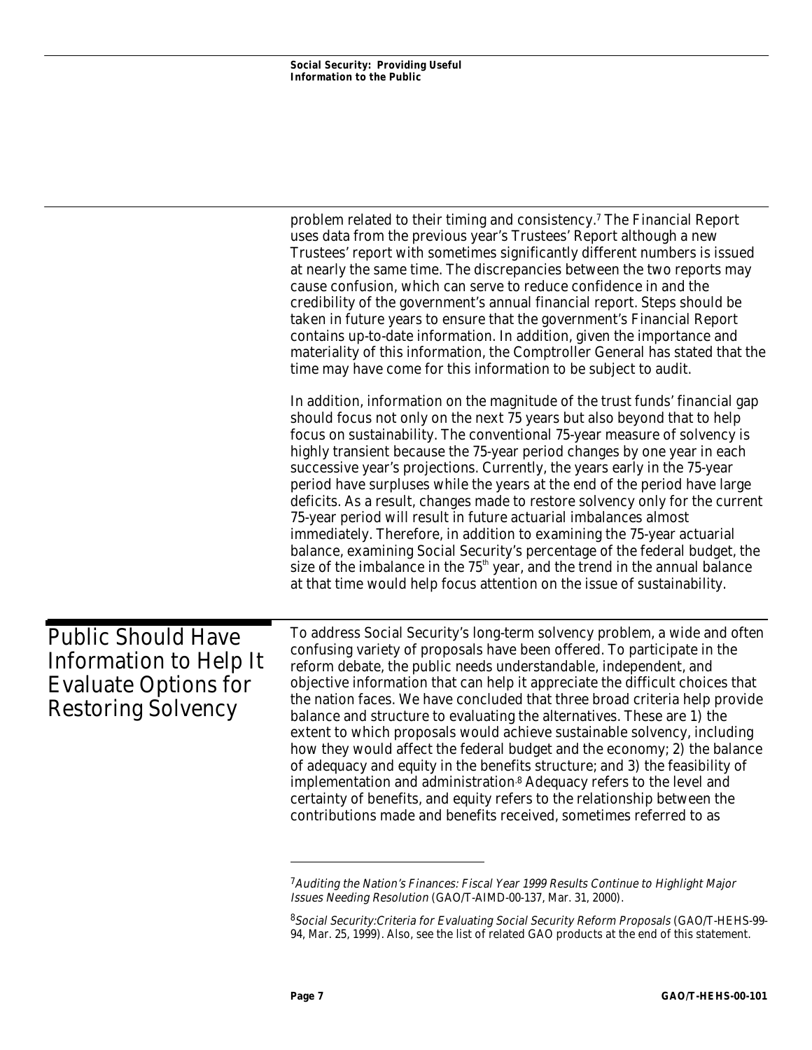problem related to their timing and consistency.[7] The Financial Report uses data from the previous year's Trustees' Report although a new Trustees' report with sometimes significantly different numbers is issued at nearly the same time. The discrepancies between the two reports may cause confusion, which can serve to reduce confidence in and the credibility of the government's annual financial report. Steps should be taken in future years to ensure that the government's Financial Report contains up-to-date information. In addition, given the importance and materiality of this information, the Comptroller General has stated that the time may have come for this information to be subject to audit.

In addition, information on the magnitude of the trust funds' financial gap should focus not only on the next 75 years but also beyond that to help focus on sustainability. The conventional 75-year measure of solvency is highly transient because the 75-year period changes by one year in each successive year's projections. Currently, the years early in the 75-year period have surpluses while the years at the end of the period have large deficits. As a result, changes made to restore solvency only for the current 75-year period will result in future actuarial imbalances almost immediately. Therefore, in addition to examining the 75-year actuarial balance, examining Social Security's percentage of the federal budget, the size of the imbalance in the 75th year, and the trend in the annual balance at that time would help focus attention on the issue of sustainability.

## Public Should Have Information to Help It Evaluate Options for Restoring Solvency

To address Social Security's long-term solvency problem, a wide and often confusing variety of proposals have been offered. To participate in the reform debate, the public needs understandable, independent, and objective information that can help it appreciate the difficult choices that the nation faces. We have concluded that three broad criteria help provide balance and structure to evaluating the alternatives. These are 1) the extent to which proposals would achieve sustainable solvency, including how they would affect the federal budget and the economy; 2) the balance of adequacy and equity in the benefits structure; and 3) the feasibility of implementation and administration.[8] Adequacy refers to the level and certainty of benefits, and equity refers to the relationship between the contributions made and benefits received, sometimes referred to as

---

[7] *Auditing the Nation's Finances: Fiscal Year 1999 Results Continue to Highlight Major Issues Needing Resolution* (GAO/T-AIMD-00-137, Mar. 31, 2000).

[8] *Social Security:Criteria for Evaluating Social Security Reform Proposals* (GAO/T-HEHS-99-94, Mar. 25, 1999). Also, see the list of related GAO products at the end of this statement.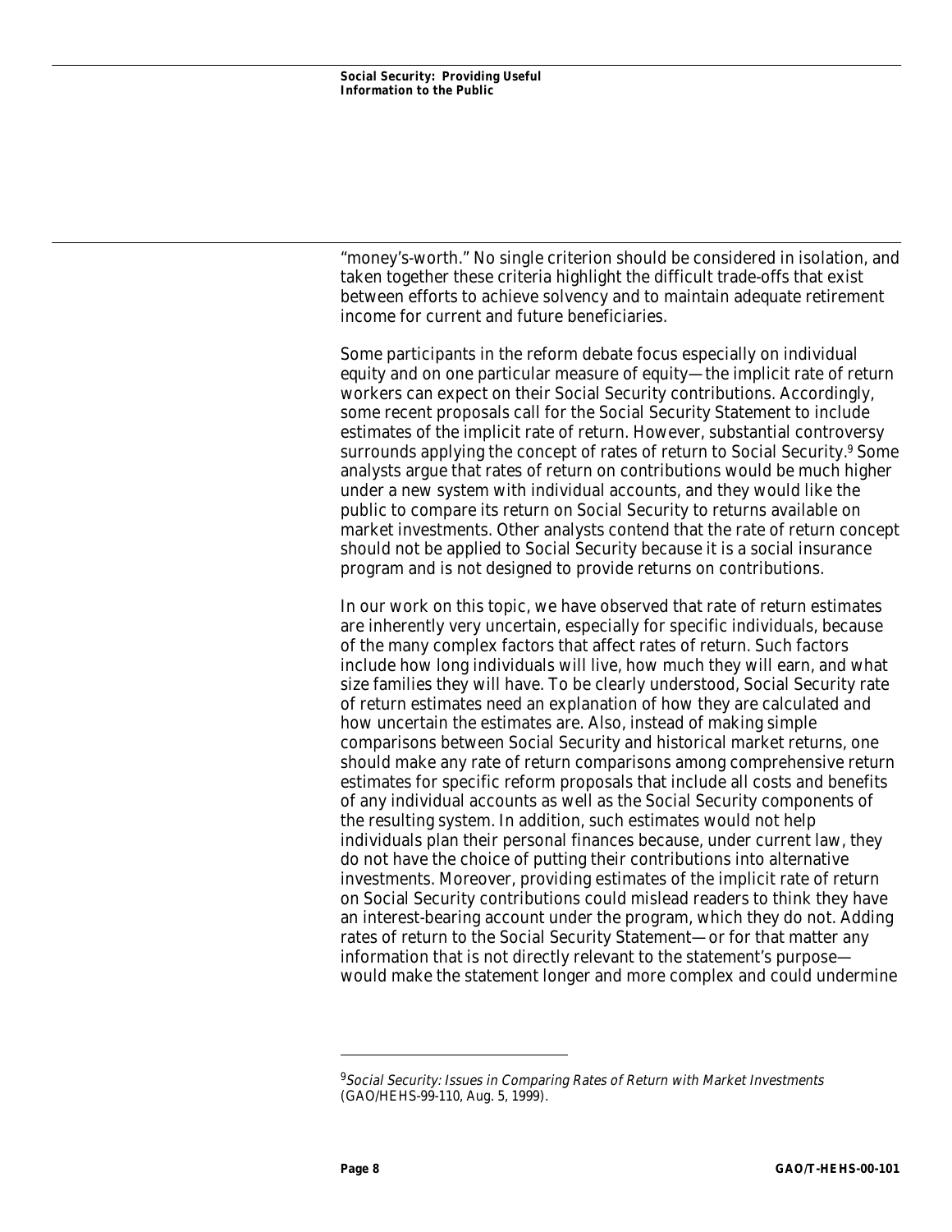"money's-worth." No single criterion should be considered in isolation, and taken together these criteria highlight the difficult trade-offs that exist between efforts to achieve solvency and to maintain adequate retirement income for current and future beneficiaries.

Some participants in the reform debate focus especially on individual equity and on one particular measure of equity—the implicit rate of return workers can expect on their Social Security contributions. Accordingly, some recent proposals call for the Social Security Statement to include estimates of the implicit rate of return. However, substantial controversy surrounds applying the concept of rates of return to Social Security.[9] Some analysts argue that rates of return on contributions would be much higher under a new system with individual accounts, and they would like the public to compare its return on Social Security to returns available on market investments. Other analysts contend that the rate of return concept should not be applied to Social Security because it is a social insurance program and is not designed to provide returns on contributions.

In our work on this topic, we have observed that rate of return estimates are inherently very uncertain, especially for specific individuals, because of the many complex factors that affect rates of return. Such factors include how long individuals will live, how much they will earn, and what size families they will have. To be clearly understood, Social Security rate of return estimates need an explanation of how they are calculated and how uncertain the estimates are. Also, instead of making simple comparisons between Social Security and historical market returns, one should make any rate of return comparisons among comprehensive return estimates for specific reform proposals that include all costs and benefits of any individual accounts as well as the Social Security components of the resulting system. In addition, such estimates would not help individuals plan their personal finances because, under current law, they do not have the choice of putting their contributions into alternative investments. Moreover, providing estimates of the implicit rate of return on Social Security contributions could mislead readers to think they have an interest-bearing account under the program, which they do not. Adding rates of return to the Social Security Statement—or for that matter any information that is not directly relevant to the statement's purpose—would make the statement longer and more complex and could undermine

---

[9] *Social Security: Issues in Comparing Rates of Return with Market Investments* (GAO/HEHS-99-110, Aug. 5, 1999).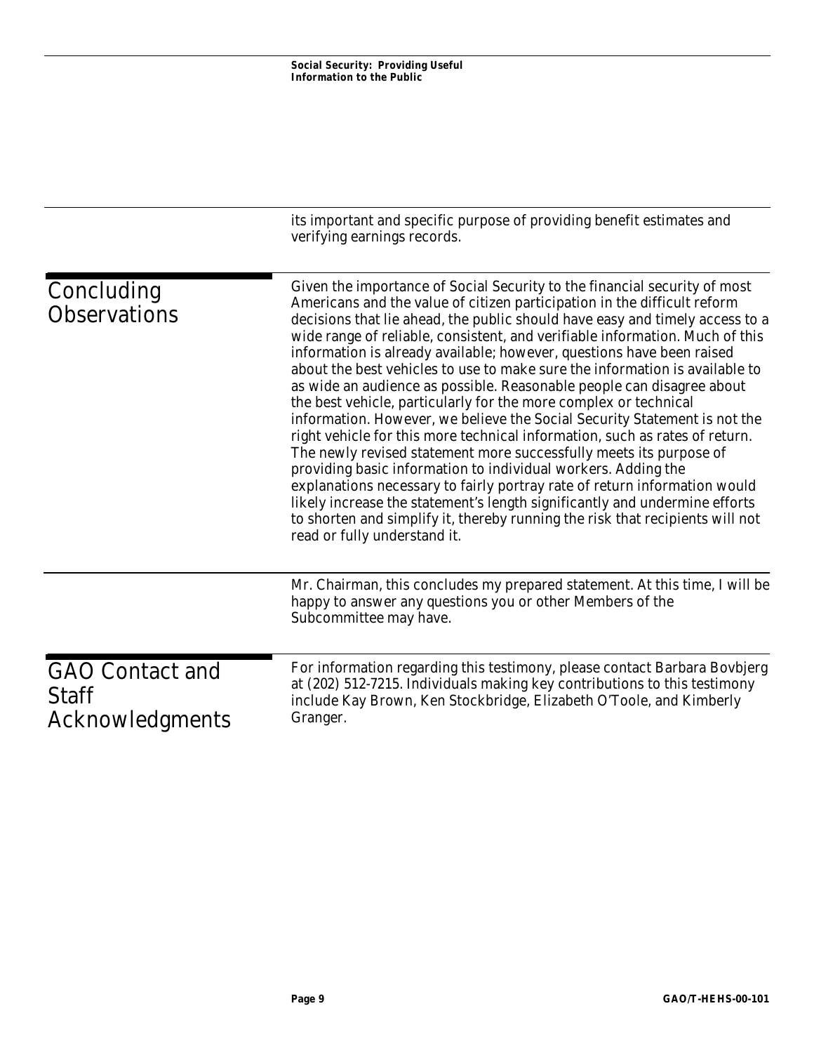its important and specific purpose of providing benefit estimates and verifying earnings records.

## Concluding Observations

Given the importance of Social Security to the financial security of most Americans and the value of citizen participation in the difficult reform decisions that lie ahead, the public should have easy and timely access to a wide range of reliable, consistent, and verifiable information. Much of this information is already available; however, questions have been raised about the best vehicles to use to make sure the information is available to as wide an audience as possible. Reasonable people can disagree about the best vehicle, particularly for the more complex or technical information. However, we believe the Social Security Statement is not the right vehicle for this more technical information, such as rates of return. The newly revised statement more successfully meets its purpose of providing basic information to individual workers. Adding the explanations necessary to fairly portray rate of return information would likely increase the statement's length significantly and undermine efforts to shorten and simplify it, thereby running the risk that recipients will not read or fully understand it.

Mr. Chairman, this concludes my prepared statement. At this time, I will be happy to answer any questions you or other Members of the Subcommittee may have.

## GAO Contact and Staff Acknowledgments

For information regarding this testimony, please contact Barbara Bovbjerg at (202) 512-7215. Individuals making key contributions to this testimony include Kay Brown, Ken Stockbridge, Elizabeth O'Toole, and Kimberly Granger.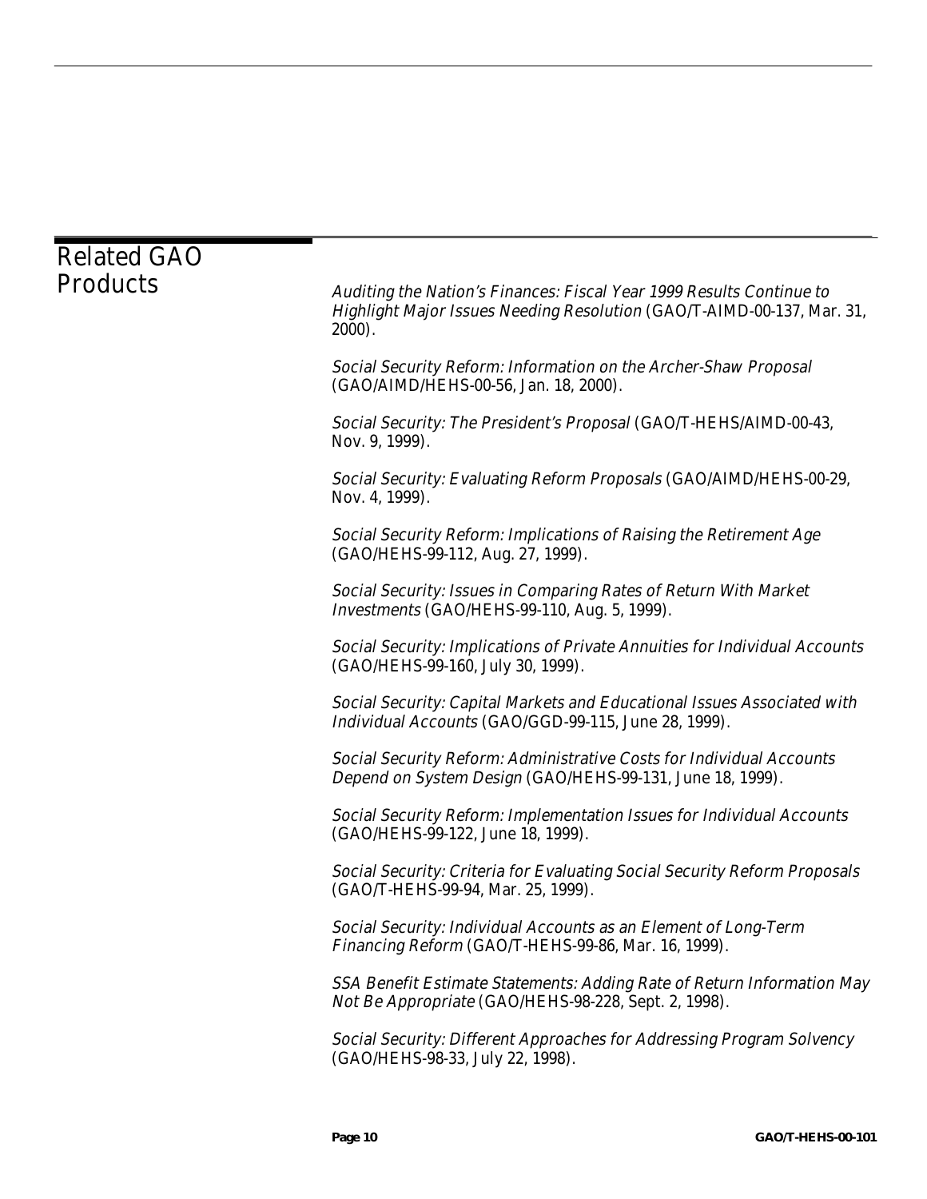# Related GAO Products

*Auditing the Nation's Finances: Fiscal Year 1999 Results Continue to Highlight Major Issues Needing Resolution* (GAO/T-AIMD-00-137, Mar. 31, 2000).

*Social Security Reform: Information on the Archer-Shaw Proposal* (GAO/AIMD/HEHS-00-56, Jan. 18, 2000).

*Social Security: The President's Proposal* (GAO/T-HEHS/AIMD-00-43, Nov. 9, 1999).

*Social Security: Evaluating Reform Proposals* (GAO/AIMD/HEHS-00-29, Nov. 4, 1999).

*Social Security Reform: Implications of Raising the Retirement Age* (GAO/HEHS-99-112, Aug. 27, 1999).

*Social Security: Issues in Comparing Rates of Return With Market Investments* (GAO/HEHS-99-110, Aug. 5, 1999).

*Social Security: Implications of Private Annuities for Individual Accounts* (GAO/HEHS-99-160, July 30, 1999).

*Social Security: Capital Markets and Educational Issues Associated with Individual Accounts* (GAO/GGD-99-115, June 28, 1999).

*Social Security Reform: Administrative Costs for Individual Accounts Depend on System Design* (GAO/HEHS-99-131, June 18, 1999).

*Social Security Reform: Implementation Issues for Individual Accounts* (GAO/HEHS-99-122, June 18, 1999).

*Social Security: Criteria for Evaluating Social Security Reform Proposals* (GAO/T-HEHS-99-94, Mar. 25, 1999).

*Social Security: Individual Accounts as an Element of Long-Term Financing Reform* (GAO/T-HEHS-99-86, Mar. 16, 1999).

*SSA Benefit Estimate Statements: Adding Rate of Return Information May Not Be Appropriate* (GAO/HEHS-98-228, Sept. 2, 1998).

*Social Security: Different Approaches for Addressing Program Solvency* (GAO/HEHS-98-33, July 22, 1998).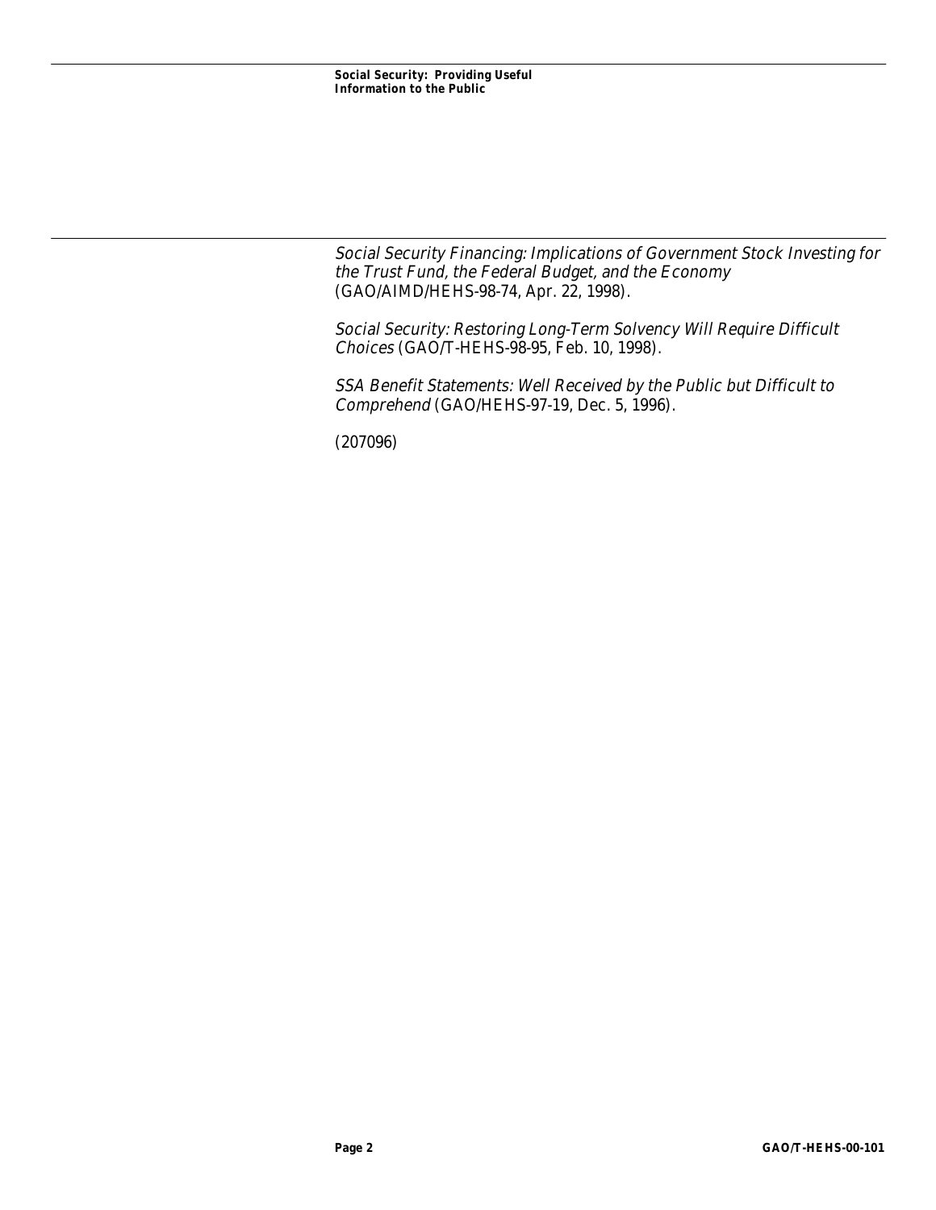*Social Security Financing: Implications of Government Stock Investing for the Trust Fund, the Federal Budget, and the Economy* (GAO/AIMD/HEHS-98-74, Apr. 22, 1998).

*Social Security: Restoring Long-Term Solvency Will Require Difficult Choices* (GAO/T-HEHS-98-95, Feb. 10, 1998).

*SSA Benefit Statements: Well Received by the Public but Difficult to Comprehend* (GAO/HEHS-97-19, Dec. 5, 1996).

(207096)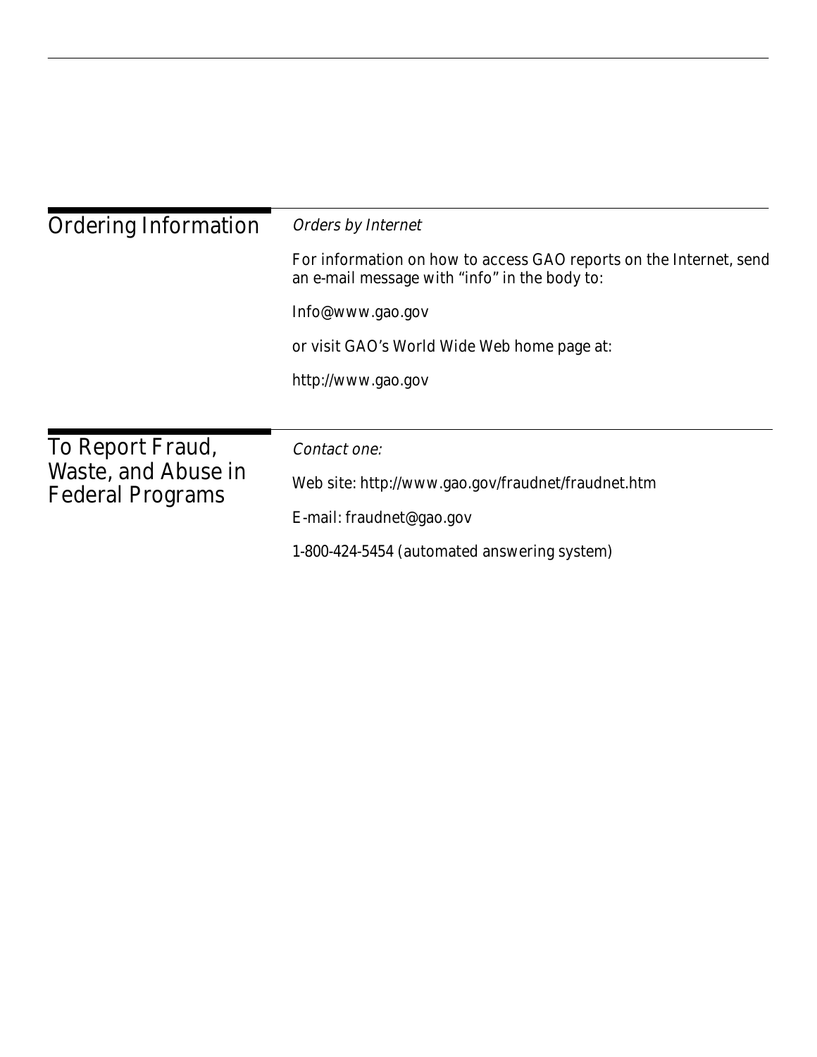## Ordering Information

*Orders by Internet*

For information on how to access GAO reports on the Internet, send an e-mail message with “info” in the body to:

Info@www.gao.gov

or visit GAO’s World Wide Web home page at:

http://www.gao.gov

## To Report Fraud, Waste, and Abuse in Federal Programs

*Contact one:*

Web site: http://www.gao.gov/fraudnet/fraudnet.htm

E-mail: fraudnet@gao.gov

1-800-424-5454 (automated answering system)